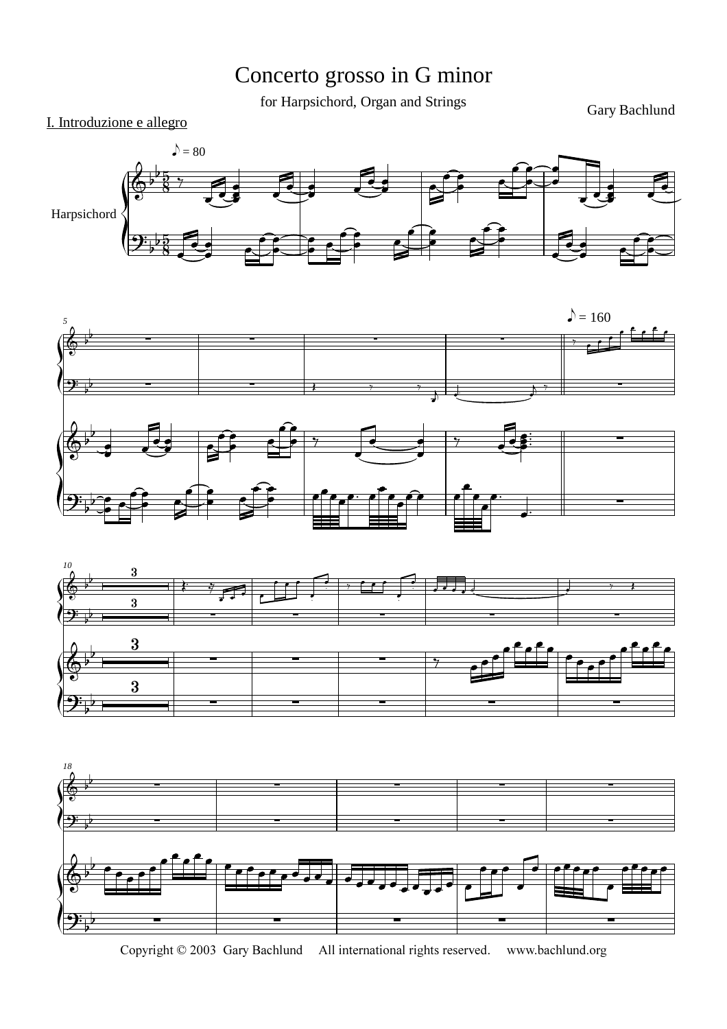# Concerto grosso in G minor

for Harpsichord, Organ and Strings

Gary Bachlund

I. Introduzione e allegro

Copyright © 2003 Gary Bachlund All international rights reserved. www.bachlund.org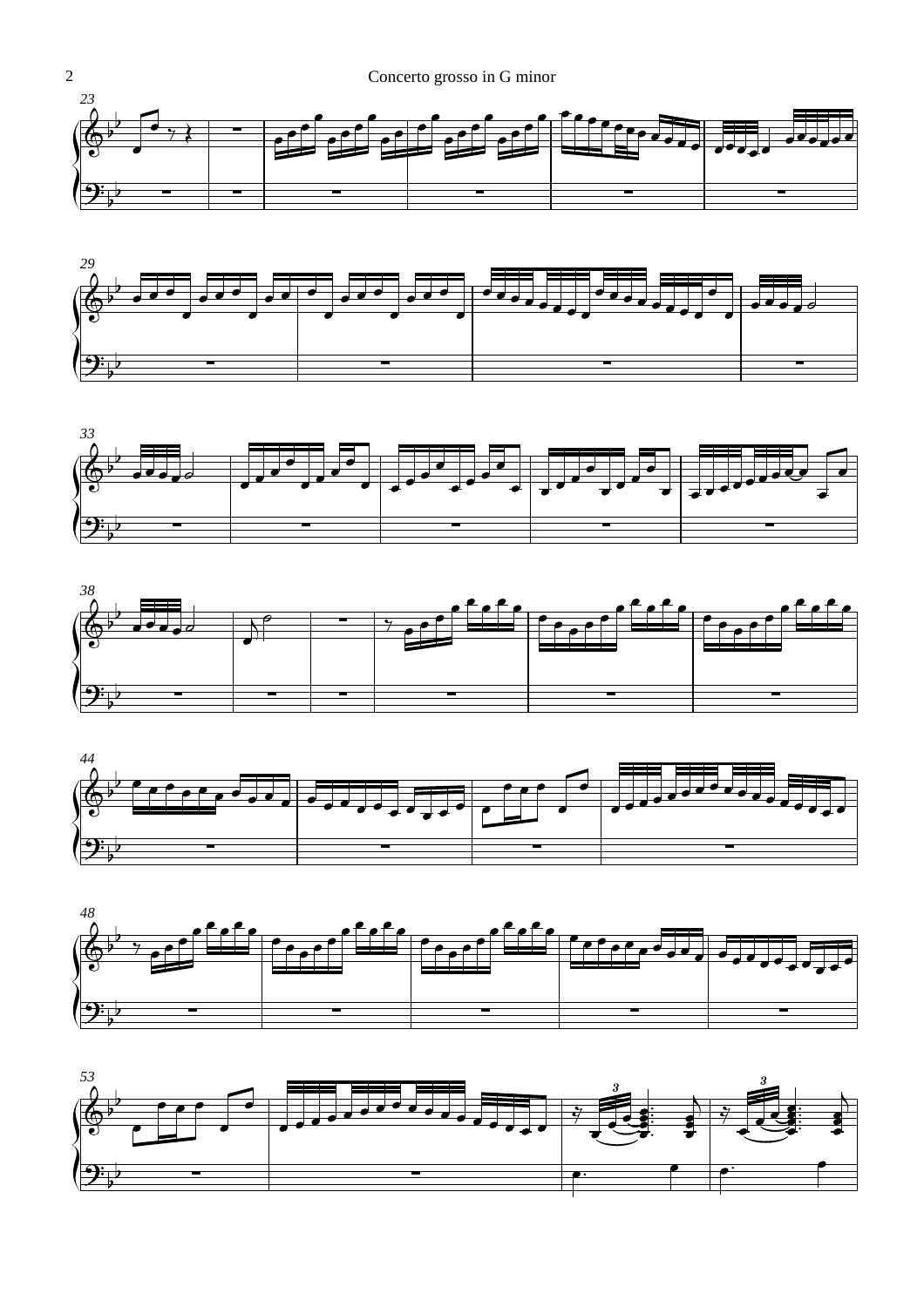Concerto grosso in G minor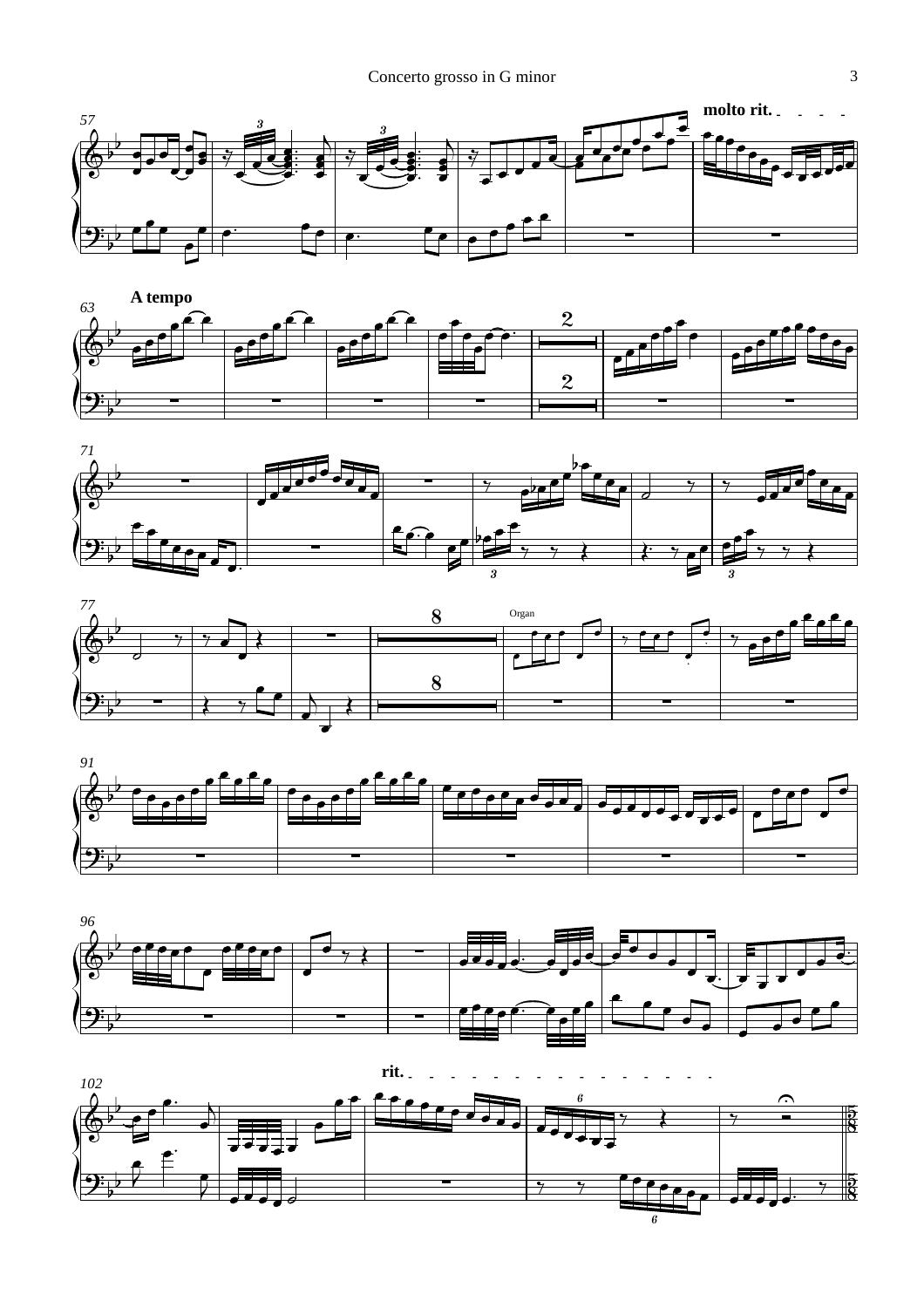molto rit.

A tempo

rit.

Organ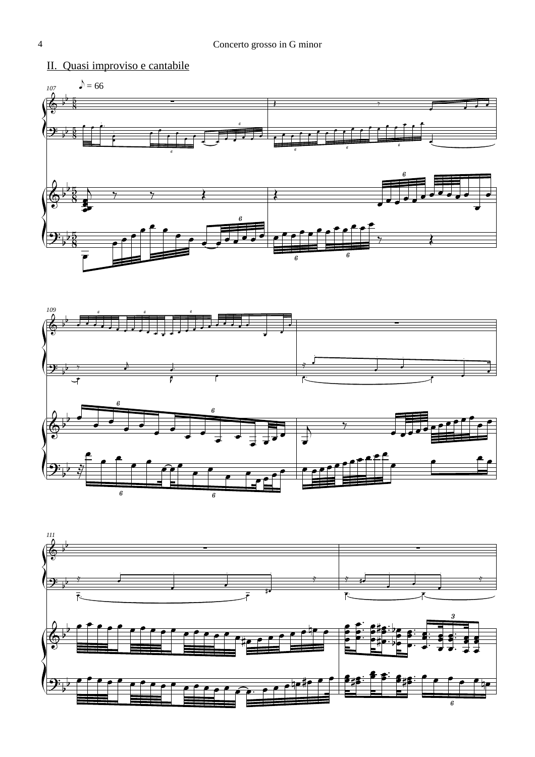## II. Quasi improviso e cantabile

♪ = 66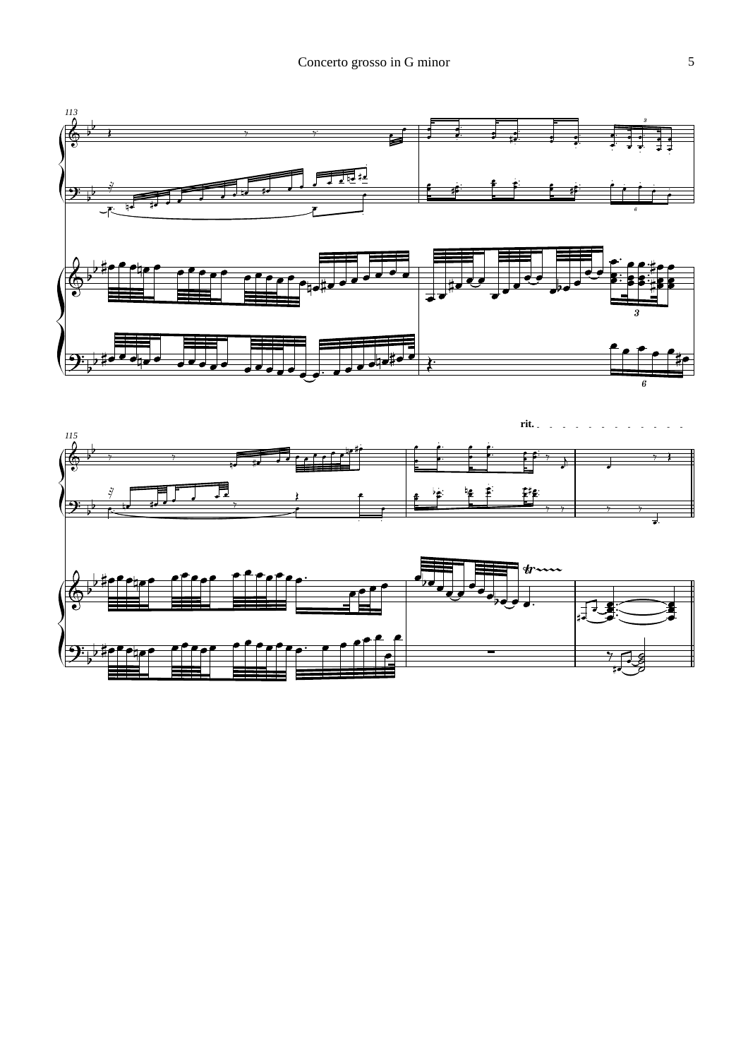113

115

rit.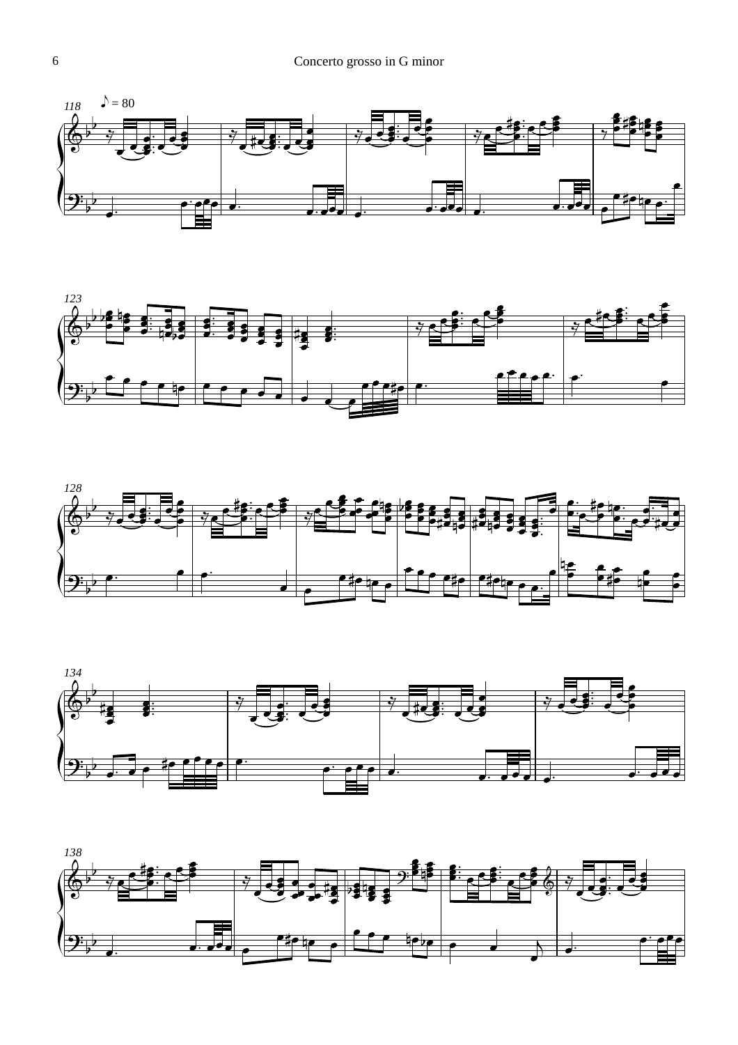♪ = 80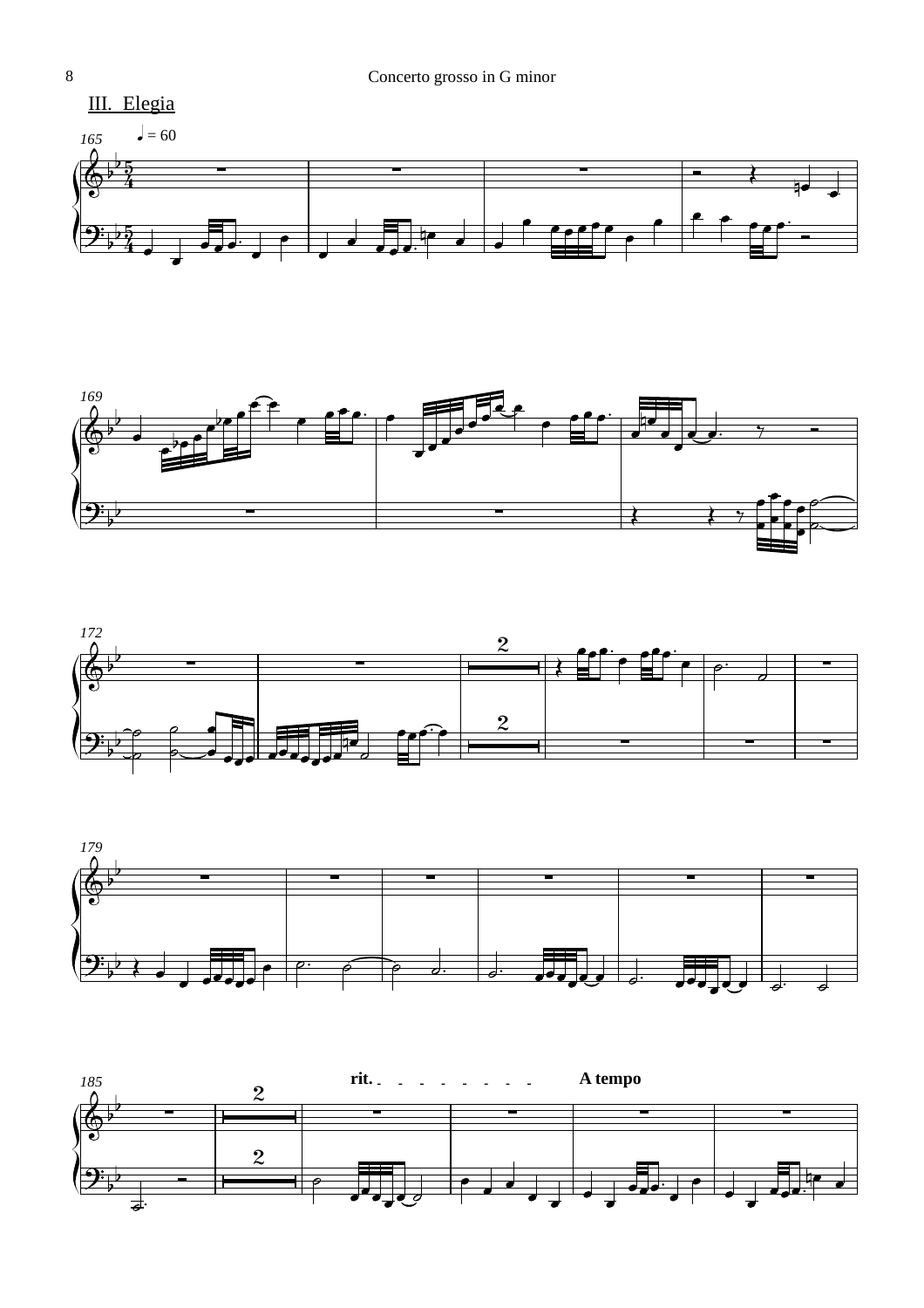## III. Elegia

♩ = 60

rit. - - - - - - - - - -

A tempo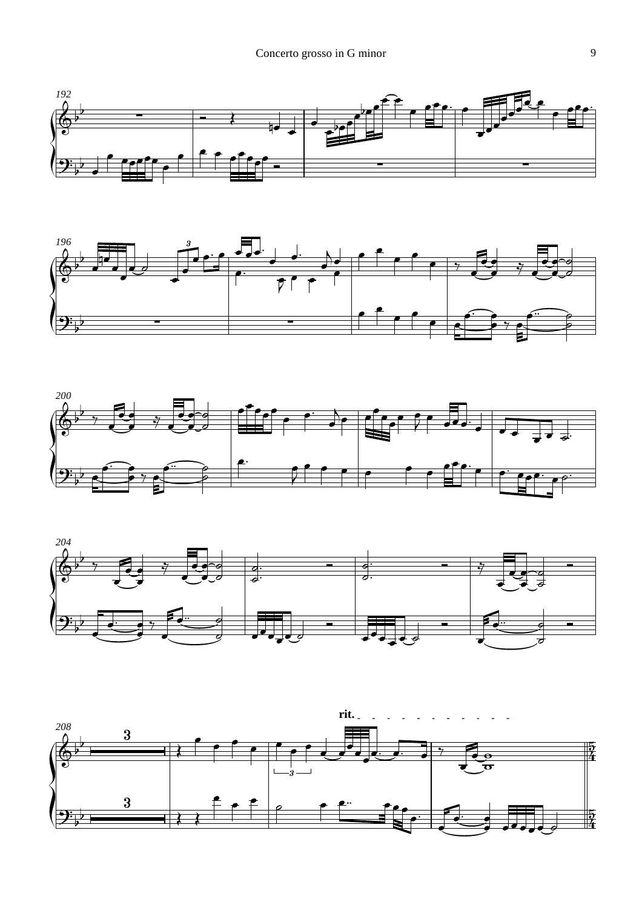rit.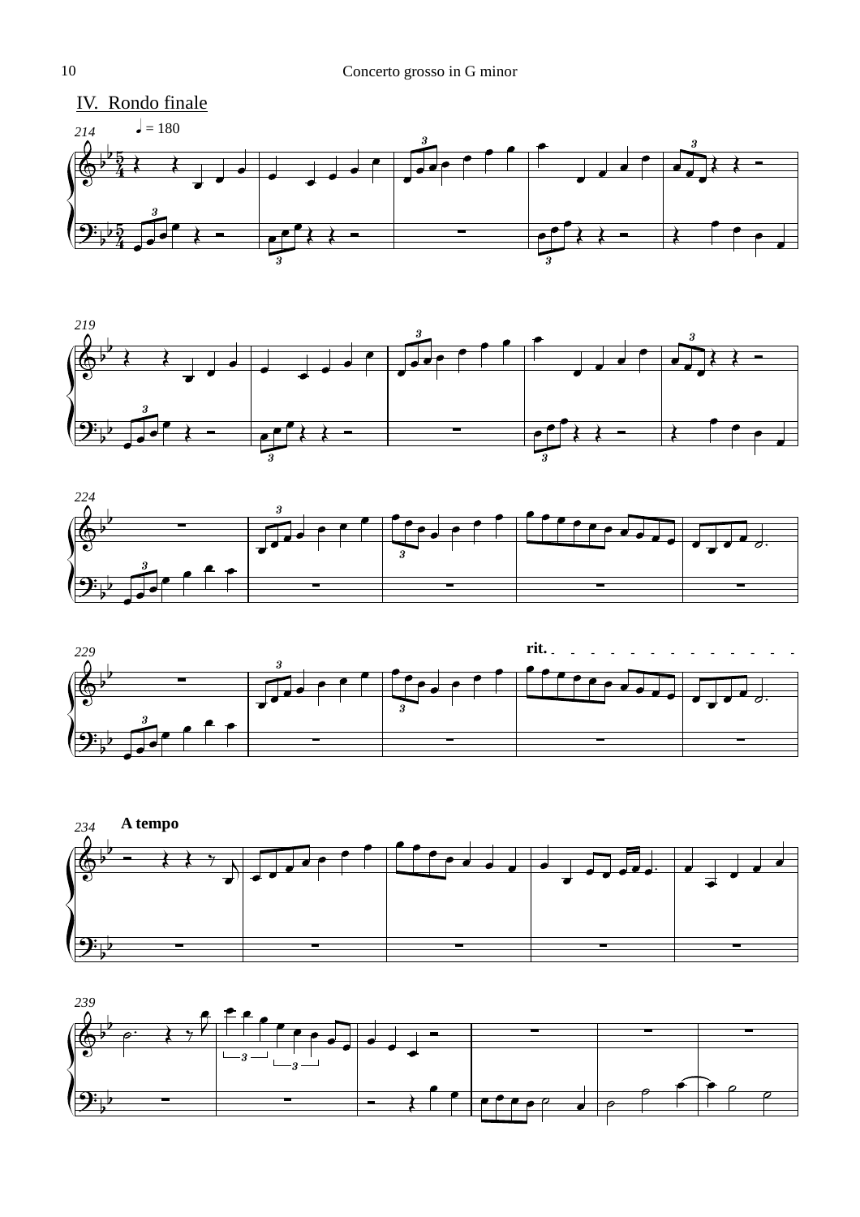## IV. Rondo finale

♩ = 180

rit.

A tempo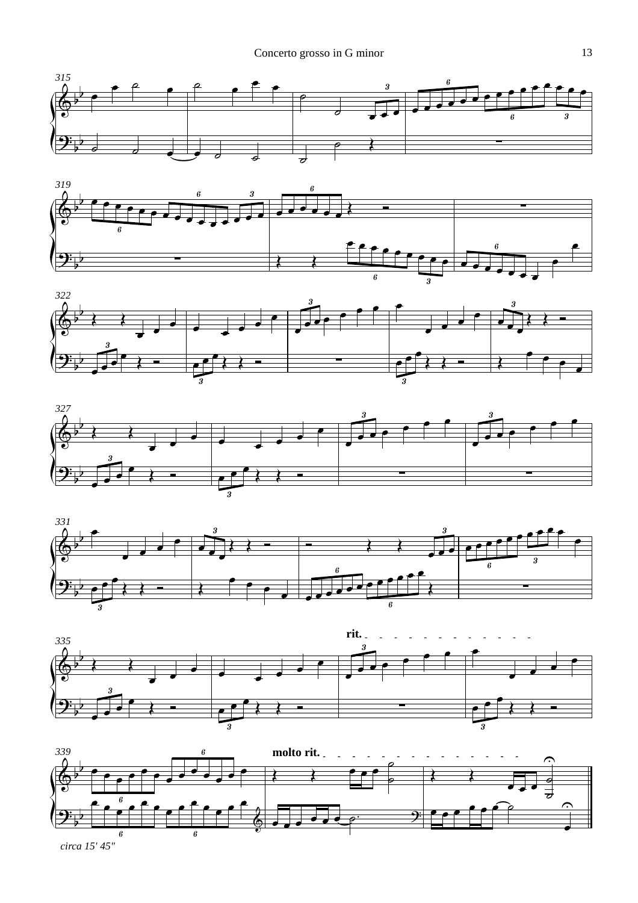rit.

molto rit.

*circa 15' 45"*